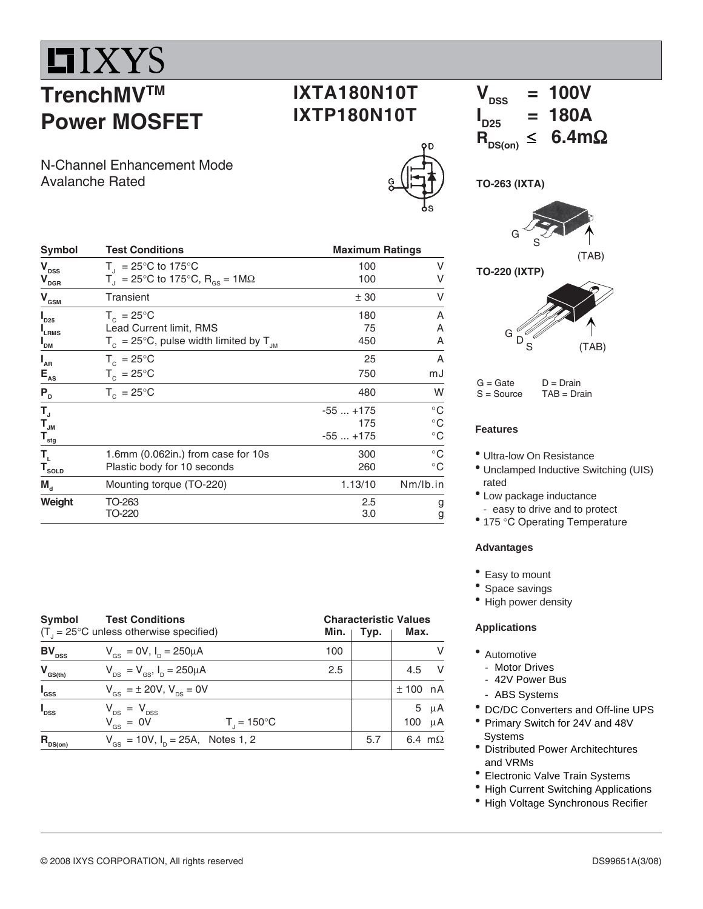# IXYS

## TrenchMV™ Power MOSFET

## IXTA180N10T
## IXTP180N10T

$V_{DSS}$ = 100V
$I_{D25}$ = 180A
$R_{DS(on)}$ ≤ 6.4mΩ

N-Channel Enhancement Mode
Avalanche Rated

TO-263 (IXTA)

G S (TAB)

TO-220 (IXTP)

G D S (TAB)

G = Gate D = Drain
S = Source TAB = Drain

| Symbol | Test Conditions | Maximum Ratings | |
|---|---|---|---|
| $V_{DSS}$ | $T_J$ = 25°C to 175°C | 100 | V |
| $V_{DGR}$ | $T_J$ = 25°C to 175°C, $R_{GS}$ = 1MΩ | 100 | V |
| $V_{GSM}$ | Transient | ± 30 | V |
| $I_{D25}$ | $T_C$ = 25°C | 180 | A |
| $I_{LRMS}$ | Lead Current limit, RMS | 75 | A |
| $I_{DM}$ | $T_C$ = 25°C, pulse width limited by $T_{JM}$ | 450 | A |
| $I_{AR}$ | $T_C$ = 25°C | 25 | A |
| $E_{AS}$ | $T_C$ = 25°C | 750 | mJ |
| $P_D$ | $T_C$ = 25°C | 480 | W |
| $T_J$ | | -55 ... +175 | °C |
| $T_{JM}$ | | 175 | °C |
| $T_{stg}$ | | -55 ... +175 | °C |
| $T_L$ | 1.6mm (0.062in.) from case for 10s | 300 | °C |
| $T_{SOLD}$ | Plastic body for 10 seconds | 260 | °C |
| $M_d$ | Mounting torque (TO-220) | 1.13/10 | Nm/lb.in |
| Weight | TO-263 | 2.5 | g |
| | TO-220 | 3.0 | g |

| Symbol | Test Conditions ($T_J$ = 25°C unless otherwise specified) | | Characteristic Values Min. | Typ. | Max. | |
|---|---|---|---|---|---|---|
| $BV_{DSS}$ | $V_{GS}$ = 0V, $I_D$ = 250μA | | 100 | | | V |
| $V_{GS(th)}$ | $V_{DS}$ = $V_{GS}$, $I_D$ = 250μA | | 2.5 | | 4.5 | V |
| $I_{GSS}$ | $V_{GS}$ = ± 20V, $V_{DS}$ = 0V | | | | ± 100 | nA |
| $I_{DSS}$ | $V_{DS}$ = $V_{DSS}$ | | | | 5 | μA |
| | $V_{GS}$ = 0V | $T_J$ = 150°C | | | 100 | μA |
| $R_{DS(on)}$ | $V_{GS}$ = 10V, $I_D$ = 25A, Notes 1, 2 | | | 5.7 | 6.4 | mΩ |

### Features

- Ultra-low On Resistance
- Unclamped Inductive Switching (UIS) rated
- Low package inductance
  - easy to drive and to protect
- 175 °C Operating Temperature

### Advantages

- Easy to mount
- Space savings
- High power density

### Applications

- Automotive
  - Motor Drives
  - 42V Power Bus
  - ABS Systems
- DC/DC Converters and Off-line UPS
- Primary Switch for 24V and 48V Systems
- Distributed Power Architechtures and VRMs
- Electronic Valve Train Systems
- High Current Switching Applications
- High Voltage Synchronous Recifier

© 2008 IXYS CORPORATION, All rights reserved

DS99651A(3/08)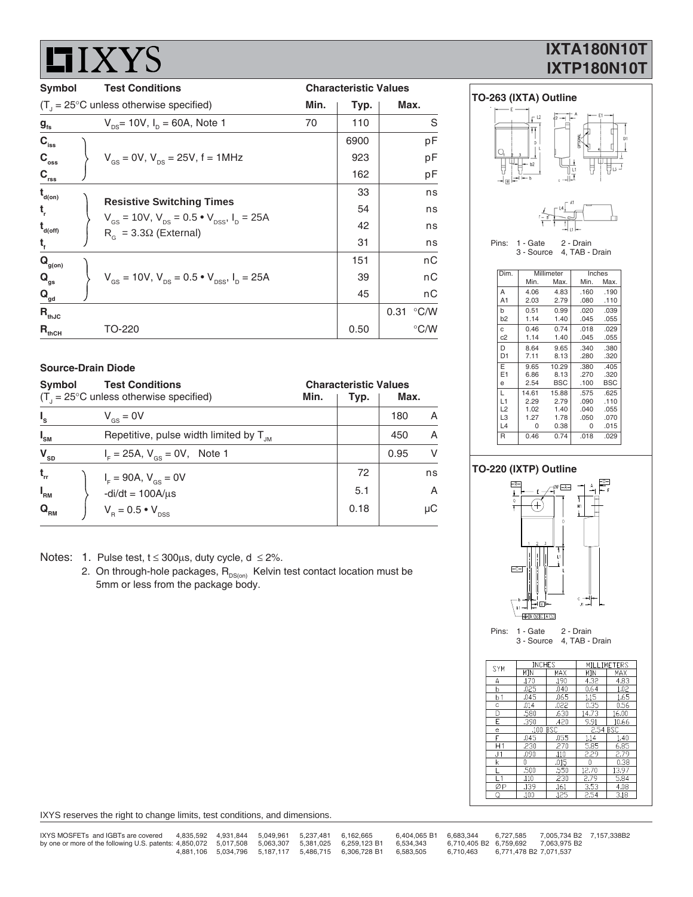# IXYS

**IXTA180N10T**
**IXTP180N10T**

| Symbol | Test Conditions ($T_J$ = 25°C unless otherwise specified) | Min. | Typ. | Max. | |
|---|---|---|---|---|---|
| $g_{fs}$ | $V_{DS}$= 10V, $I_D$ = 60A, Note 1 | 70 | 110 | | S |
| $C_{iss}$ | $V_{GS}$ = 0V, $V_{DS}$ = 25V, f = 1MHz | | 6900 | | pF |
| $C_{oss}$ | | | 923 | | pF |
| $C_{rss}$ | | | 162 | | pF |
| $t_{d(on)}$ | **Resistive Switching Times** $V_{GS}$ = 10V, $V_{DS}$ = 0.5 • $V_{DSS}$, $I_D$ = 25A $R_G$ = 3.3Ω (External) | | 33 | | ns |
| $t_r$ | | | 54 | | ns |
| $t_{d(off)}$ | | | 42 | | ns |
| $t_f$ | | | 31 | | ns |
| $Q_{g(on)}$ | $V_{GS}$ = 10V, $V_{DS}$ = 0.5 • $V_{DSS}$, $I_D$ = 25A | | 151 | | nC |
| $Q_{gs}$ | | | 39 | | nC |
| $Q_{gd}$ | | | 45 | | nC |
| $R_{thJC}$ | | | | 0.31 | °C/W |
| $R_{thCH}$ | TO-220 | | 0.50 | | °C/W |

### Source-Drain Diode

| Symbol | Test Conditions ($T_J$ = 25°C unless otherwise specified) | Min. | Typ. | Max. | |
|---|---|---|---|---|---|
| $I_S$ | $V_{GS}$ = 0V | | | 180 | A |
| $I_{SM}$ | Repetitive, pulse width limited by $T_{JM}$ | | | 450 | A |
| $V_{SD}$ | $I_F$ = 25A, $V_{GS}$ = 0V, Note 1 | | | 0.95 | V |
| $t_{rr}$ | $I_F$ = 90A, $V_{GS}$ = 0V -di/dt = 100A/μs $V_R$ = 0.5 • $V_{DSS}$ | | 72 | | ns |
| $I_{RM}$ | | | 5.1 | | A |
| $Q_{RM}$ | | | 0.18 | | μC |

Notes: 1. Pulse test, t ≤ 300μs, duty cycle, d ≤ 2%.
2. On through-hole packages, $R_{DS(on)}$ Kelvin test contact location must be 5mm or less from the package body.

### TO-263 (IXTA) Outline

Pins: 1 - Gate 2 - Drain
3 - Source 4, TAB - Drain

| Dim. | Millimeter Min. | Millimeter Max. | Inches Min. | Inches Max. |
|---|---|---|---|---|
| A | 4.06 | 4.83 | .160 | .190 |
| A1 | 2.03 | 2.79 | .080 | .110 |
| b | 0.51 | 0.99 | .020 | .039 |
| b2 | 1.14 | 1.40 | .045 | .055 |
| c | 0.46 | 0.74 | .018 | .029 |
| c2 | 1.14 | 1.40 | .045 | .055 |
| D | 8.64 | 9.65 | .340 | .380 |
| D1 | 7.11 | 8.13 | .280 | .320 |
| E | 9.65 | 10.29 | .380 | .405 |
| E1 | 6.86 | 8.13 | .270 | .320 |
| e | 2.54 | BSC | .100 | BSC |
| L | 14.61 | 15.88 | .575 | .625 |
| L1 | 2.29 | 2.79 | .090 | .110 |
| L2 | 1.02 | 1.40 | .040 | .055 |
| L3 | 1.27 | 1.78 | .050 | .070 |
| L4 | 0 | 0.38 | 0 | .015 |
| R | 0.46 | 0.74 | .018 | .029 |

### TO-220 (IXTP) Outline

Pins: 1 - Gate 2 - Drain
3 - Source 4, TAB - Drain

| SYM | INCHES MIN | INCHES MAX | MILLIMETERS MIN | MILLIMETERS MAX |
|---|---|---|---|---|
| A | .170 | .190 | 4.32 | 4.83 |
| b | .025 | .040 | 0.64 | 1.02 |
| b1 | .045 | .065 | 1.15 | 1.65 |
| c | .014 | .022 | 0.35 | 0.56 |
| D | .580 | .630 | 14.73 | 16.00 |
| E | .390 | .420 | 9.91 | 10.66 |
| e | .100 BSC | | 2.54 BSC | |
| F | .045 | .055 | 1.14 | 1.40 |
| H1 | .230 | .270 | 5.85 | 6.85 |
| J1 | .090 | .110 | 2.29 | 2.79 |
| k | 0 | .015 | 0 | 0.38 |
| L | .500 | .550 | 12.70 | 13.97 |
| L1 | .110 | .230 | 2.79 | 5.84 |
| ØP | .139 | .161 | 3.53 | 4.08 |
| Q | .100 | .125 | 2.54 | 3.18 |

IXYS reserves the right to change limits, test conditions, and dimensions.

IXYS MOSFETs and IGBTs are covered by one or more of the following U.S. patents: 4,835,592 4,850,072 4,881,106 4,931,844 5,017,508 5,034,796 5,049,961 5,063,307 5,187,117 5,237,481 5,381,025 5,486,715 6,162,665 6,259,123 B1 6,306,728 B1 6,404,065 B1 6,534,343 6,583,505 6,683,344 6,710,405 B2 6,710,463 6,727,585 6,759,692 6,771,478 B2 7,005,734 B2 7,063,975 B2 7,071,537 7,157,338B2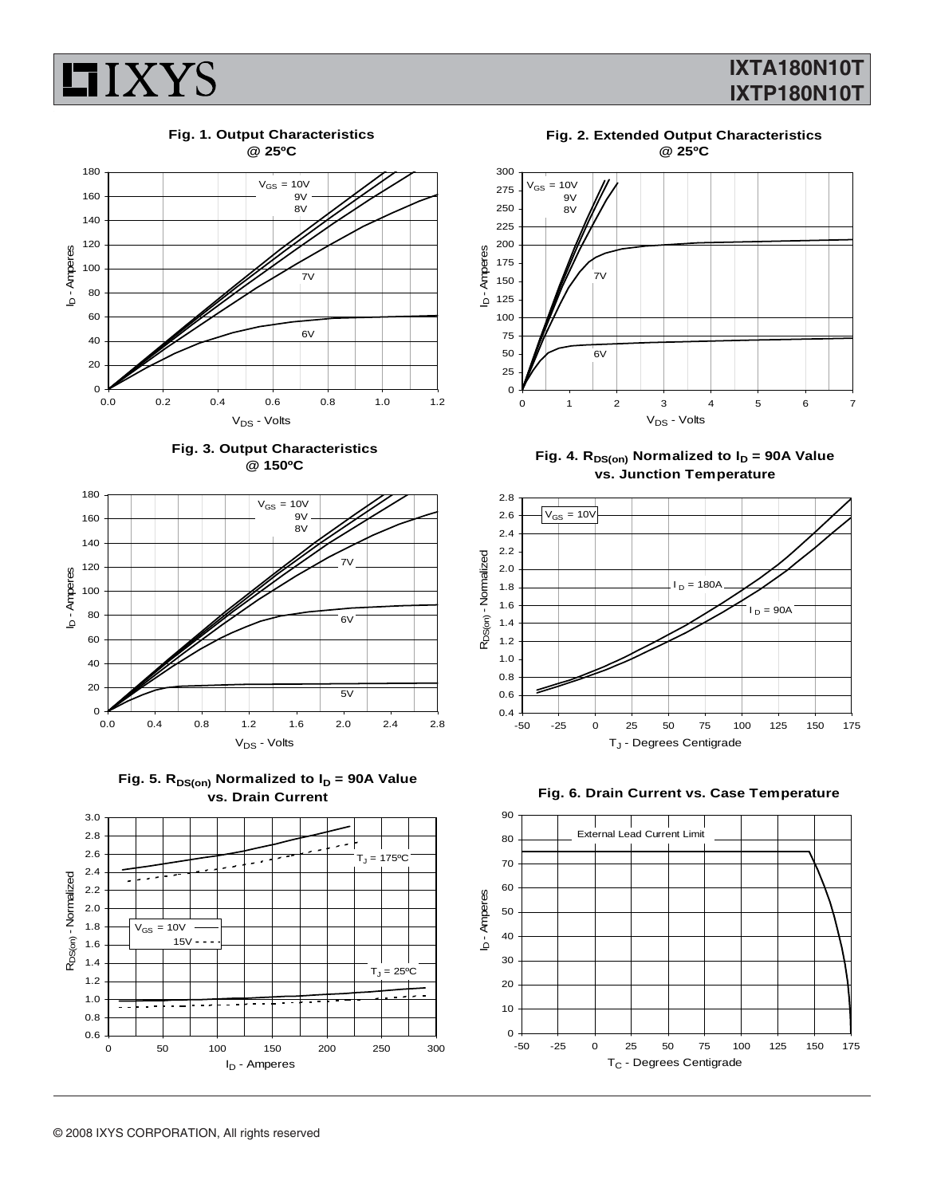**Fig. 1. Output Characteristics @ 25ºC**

$V_{GS}$ = 10V, 9V, 8V, 7V, 6V

$I_D$ - Amperes vs. $V_{DS}$ - Volts

**Fig. 2. Extended Output Characteristics @ 25ºC**

$V_{GS}$ = 10V, 9V, 8V, 7V, 6V

$I_D$ - Amperes vs. $V_{DS}$ - Volts

**Fig. 3. Output Characteristics @ 150ºC**

$V_{GS}$ = 10V, 9V, 8V, 7V, 6V, 5V

$I_D$ - Amperes vs. $V_{DS}$ - Volts

**Fig. 4. $R_{DS(on)}$ Normalized to $I_D$ = 90A Value vs. Junction Temperature**

$V_{GS}$ = 10V; $I_D$ = 180A; $I_D$ = 90A

$R_{DS(on)}$ - Normalized vs. $T_J$ - Degrees Centigrade

**Fig. 5. $R_{DS(on)}$ Normalized to $I_D$ = 90A Value vs. Drain Current**

$V_{GS}$ = 10V, 15V; $T_J$ = 175ºC; $T_J$ = 25ºC

$R_{DS(on)}$ - Normalized vs. $I_D$ - Amperes

**Fig. 6. Drain Current vs. Case Temperature**

External Lead Current Limit

$I_D$ - Amperes vs. $T_C$ - Degrees Centigrade

© 2008 IXYS CORPORATION, All rights reserved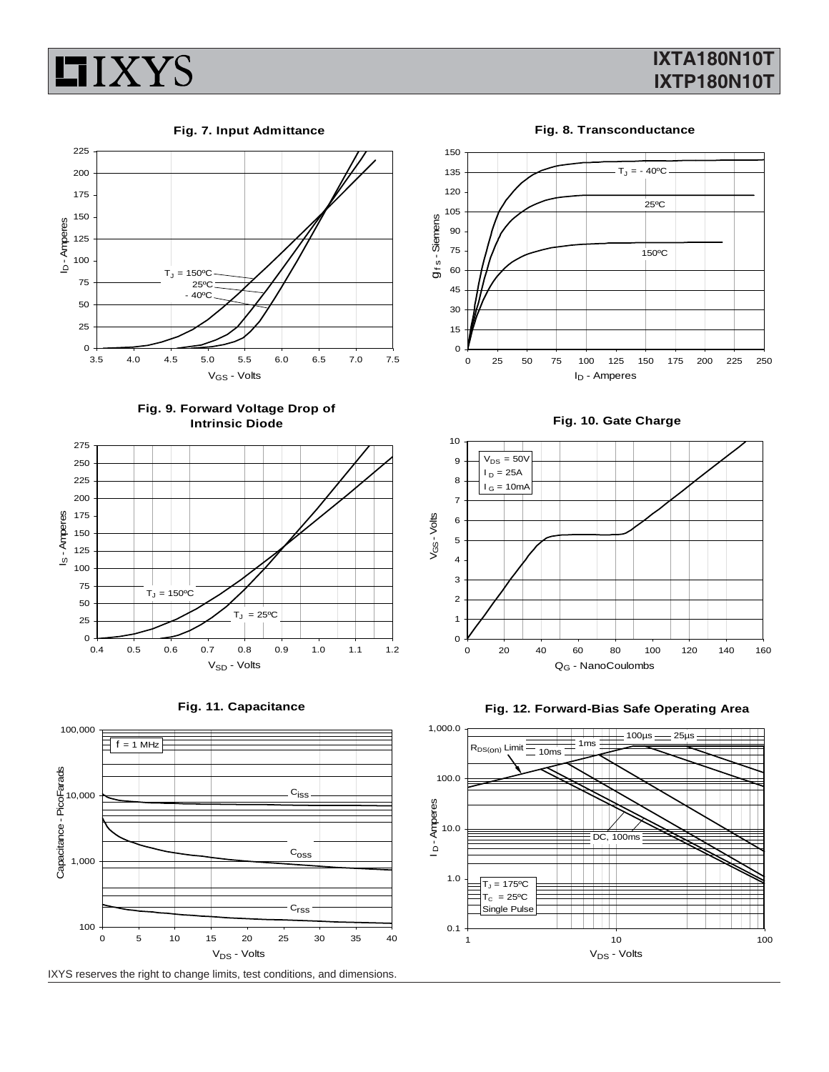**Fig. 7. Input Admittance**

$T_J$ = 150ºC
25ºC
- 40ºC

$I_D$ - Amperes

$V_{GS}$ - Volts

**Fig. 8. Transconductance**

$T_J$ = - 40ºC
25ºC
150ºC

$g_{fs}$ - Siemens

$I_D$ - Amperes

**Fig. 9. Forward Voltage Drop of Intrinsic Diode**

$T_J$ = 150ºC
$T_J$ = 25ºC

$I_S$ - Amperes

$V_{SD}$ - Volts

**Fig. 10. Gate Charge**

$V_{DS}$ = 50V
$I_D$ = 25A
$I_G$ = 10mA

$V_{GS}$ - Volts

$Q_G$ - NanoCoulombs

**Fig. 11. Capacitance**

f = 1 MHz

$C_{iss}$
$C_{oss}$
$C_{rss}$

Capacitance - PicoFarads

$V_{DS}$ - Volts

**Fig. 12. Forward-Bias Safe Operating Area**

$R_{DS(on)}$ Limit
100µs
25µs
1ms
10ms
DC, 100ms

$T_J$ = 175ºC
$T_C$ = 25ºC
Single Pulse

$I_D$ - Amperes

$V_{DS}$ - Volts

IXYS reserves the right to change limits, test conditions, and dimensions.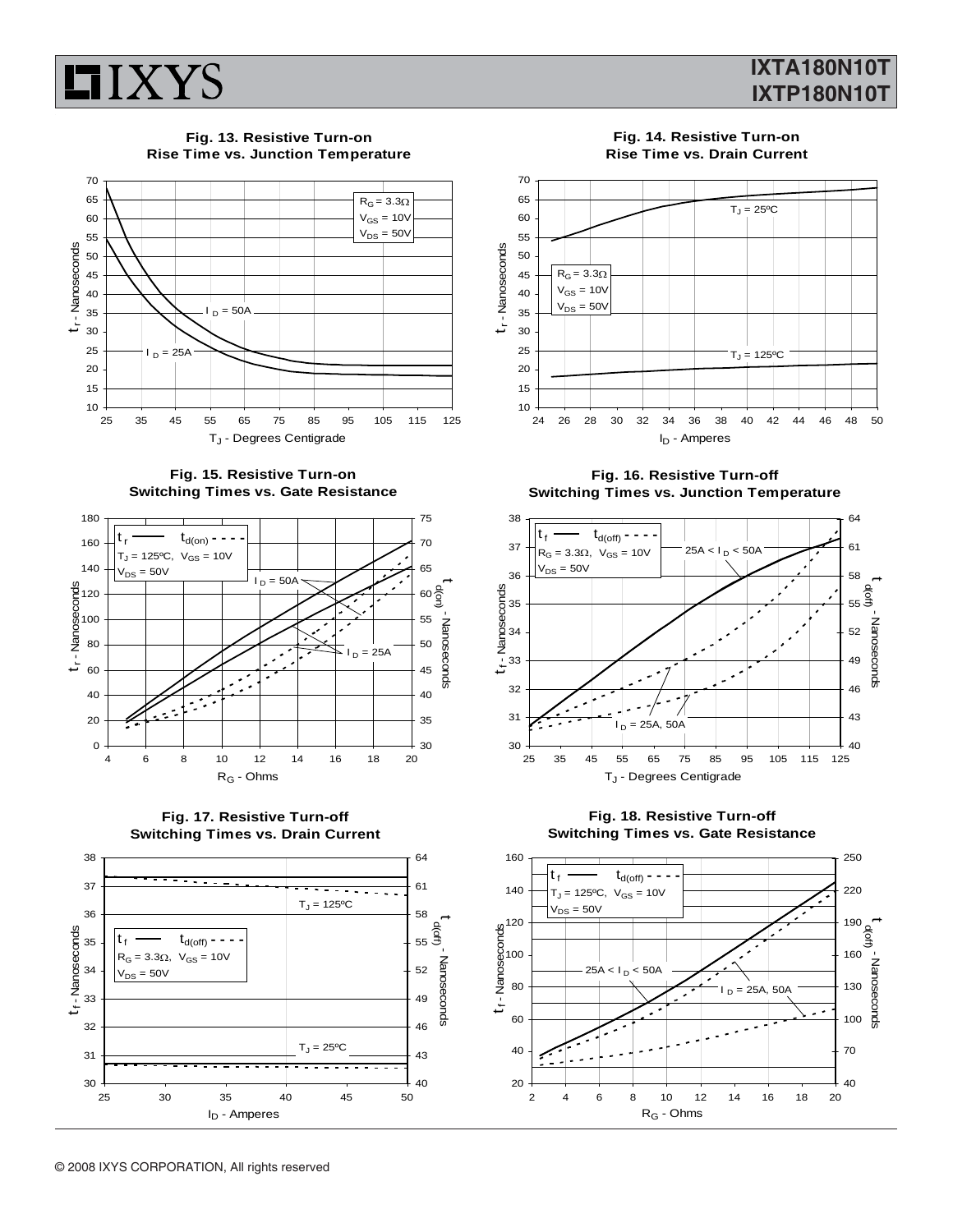**Fig. 13. Resistive Turn-on Rise Time vs. Junction Temperature**

$R_G = 3.3\Omega$, $V_{GS} = 10V$, $V_{DS} = 50V$

$I_D = 50A$, $I_D = 25A$

$t_r$ - Nanoseconds; $T_J$ - Degrees Centigrade

**Fig. 14. Resistive Turn-on Rise Time vs. Drain Current**

$R_G = 3.3\Omega$, $V_{GS} = 10V$, $V_{DS} = 50V$

$T_J = 25ºC$, $T_J = 125ºC$

$t_r$ - Nanoseconds; $I_D$ - Amperes

**Fig. 15. Resistive Turn-on Switching Times vs. Gate Resistance**

$t_r$ —— $t_{d(on)}$ - - - -

$T_J = 125ºC$, $V_{GS} = 10V$, $V_{DS} = 50V$

$I_D = 50A$, $I_D = 25A$

$t_r$ - Nanoseconds; $t_{d(on)}$ - Nanoseconds; $R_G$ - Ohms

**Fig. 16. Resistive Turn-off Switching Times vs. Junction Temperature**

$t_f$ —— $t_{d(off)}$ - - - -

$R_G = 3.3\Omega$, $V_{GS} = 10V$, $V_{DS} = 50V$

$25A < I_D < 50A$; $I_D = 25A, 50A$

$t_f$ - Nanoseconds; $t_{d(off)}$ - Nanoseconds; $T_J$ - Degrees Centigrade

**Fig. 17. Resistive Turn-off Switching Times vs. Drain Current**

$t_f$ —— $t_{d(off)}$ - - - -

$R_G = 3.3\Omega$, $V_{GS} = 10V$, $V_{DS} = 50V$

$T_J = 125ºC$, $T_J = 25ºC$

$t_f$ - Nanoseconds; $t_{d(off)}$ - Nanoseconds; $I_D$ - Amperes

**Fig. 18. Resistive Turn-off Switching Times vs. Gate Resistance**

$t_f$ —— $t_{d(off)}$ - - - -

$T_J = 125ºC$, $V_{GS} = 10V$, $V_{DS} = 50V$

$25A < I_D < 50A$; $I_D = 25A, 50A$

$t_f$ - Nanoseconds; $t_{d(off)}$ - Nanoseconds; $R_G$ - Ohms

© 2008 IXYS CORPORATION, All rights reserved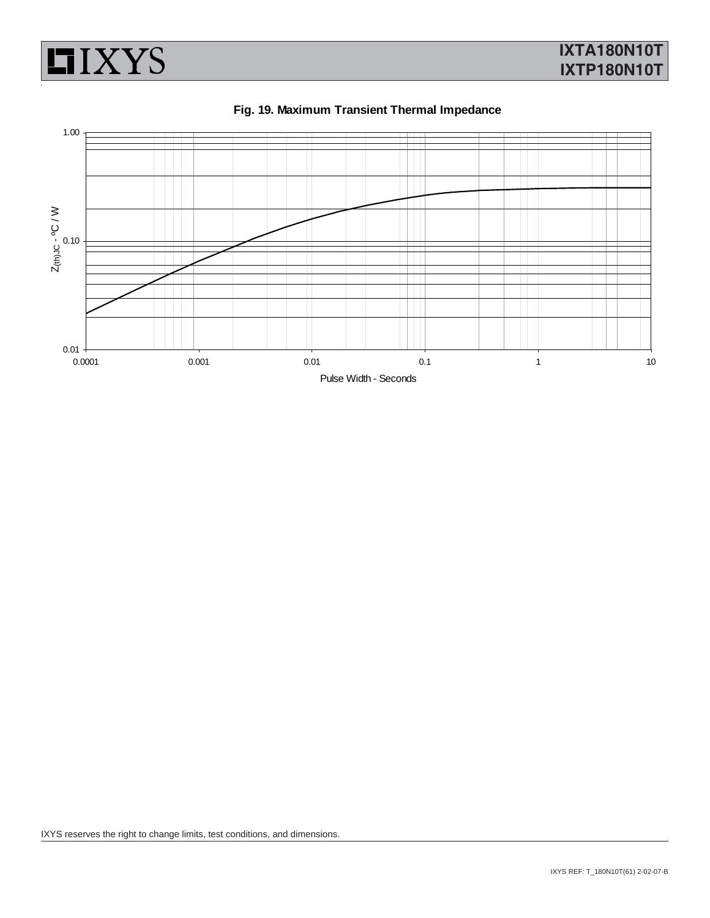**Fig. 19. Maximum Transient Thermal Impedance**

1.00

0.10

0.01

$Z_{(th)JC}$ - ºC / W

0.0001

0.001

0.01

0.1

1

10

Pulse Width - Seconds

IXYS reserves the right to change limits, test conditions, and dimensions.

IXYS REF: T_180N10T(61) 2-02-07-B